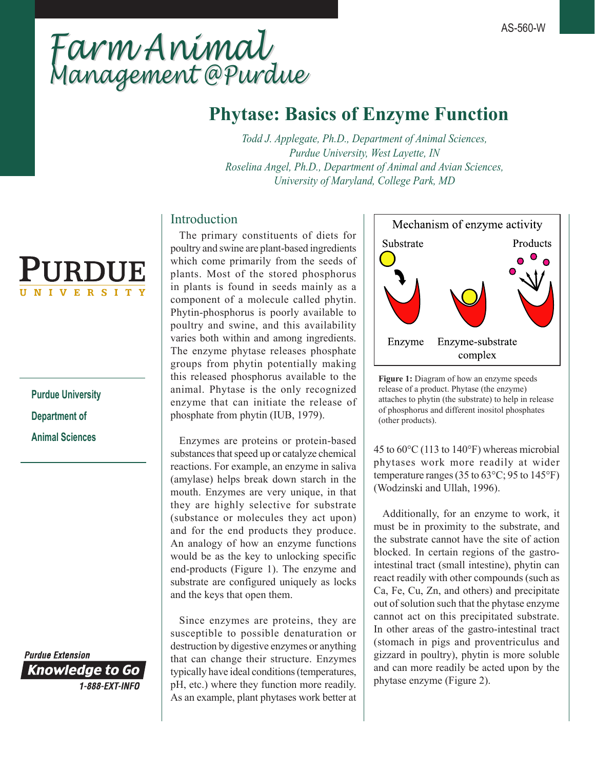AS-560-W

# Farm Animal Management @Purdue

## Phytase: Basics of Enzyme Function

*Todd J. Applegate, Ph.D., Department of Animal Sciences, Purdue University, West Layette, IN*
*Roselina Angel, Ph.D., Department of Animal and Avian Sciences, University of Maryland, College Park, MD*

Purdue University
Department of Animal Sciences

### Introduction

The primary constituents of diets for poultry and swine are plant-based ingredients which come primarily from the seeds of plants. Most of the stored phosphorus in plants is found in seeds mainly as a component of a molecule called phytin. Phytin-phosphorus is poorly available to poultry and swine, and this availability varies both within and among ingredients. The enzyme phytase releases phosphate groups from phytin potentially making this released phosphorus available to the animal. Phytase is the only recognized enzyme that can initiate the release of phosphate from phytin (IUB, 1979).

Enzymes are proteins or protein-based substances that speed up or catalyze chemical reactions. For example, an enzyme in saliva (amylase) helps break down starch in the mouth. Enzymes are very unique, in that they are highly selective for substrate (substance or molecules they act upon) and for the end products they produce. An analogy of how an enzyme functions would be as the key to unlocking specific end-products (Figure 1). The enzyme and substrate are configured uniquely as locks and the keys that open them.

Since enzymes are proteins, they are susceptible to possible denaturation or destruction by digestive enzymes or anything that can change their structure. Enzymes typically have ideal conditions (temperatures, pH, etc.) where they function more readily. As an example, plant phytases work better at 45 to 60°C (113 to 140°F) whereas microbial phytases work more readily at wider temperature ranges (35 to 63°C; 95 to 145°F) (Wodzinski and Ullah, 1996).

Mechanism of enzyme activity

Substrate — Products — Enzyme — Enzyme-substrate complex

**Figure 1:** Diagram of how an enzyme speeds release of a product. Phytase (the enzyme) attaches to phytin (the substrate) to help in release of phosphorus and different inositol phosphates (other products).

Additionally, for an enzyme to work, it must be in proximity to the substrate, and the substrate cannot have the site of action blocked. In certain regions of the gastro-intestinal tract (small intestine), phytin can react readily with other compounds (such as Ca, Fe, Cu, Zn, and others) and precipitate out of solution such that the phytase enzyme cannot act on this precipitated substrate. In other areas of the gastro-intestinal tract (stomach in pigs and proventriculus and gizzard in poultry), phytin is more soluble and can more readily be acted upon by the phytase enzyme (Figure 2).

Purdue Extension
Knowledge to Go
1-888-EXT-INFO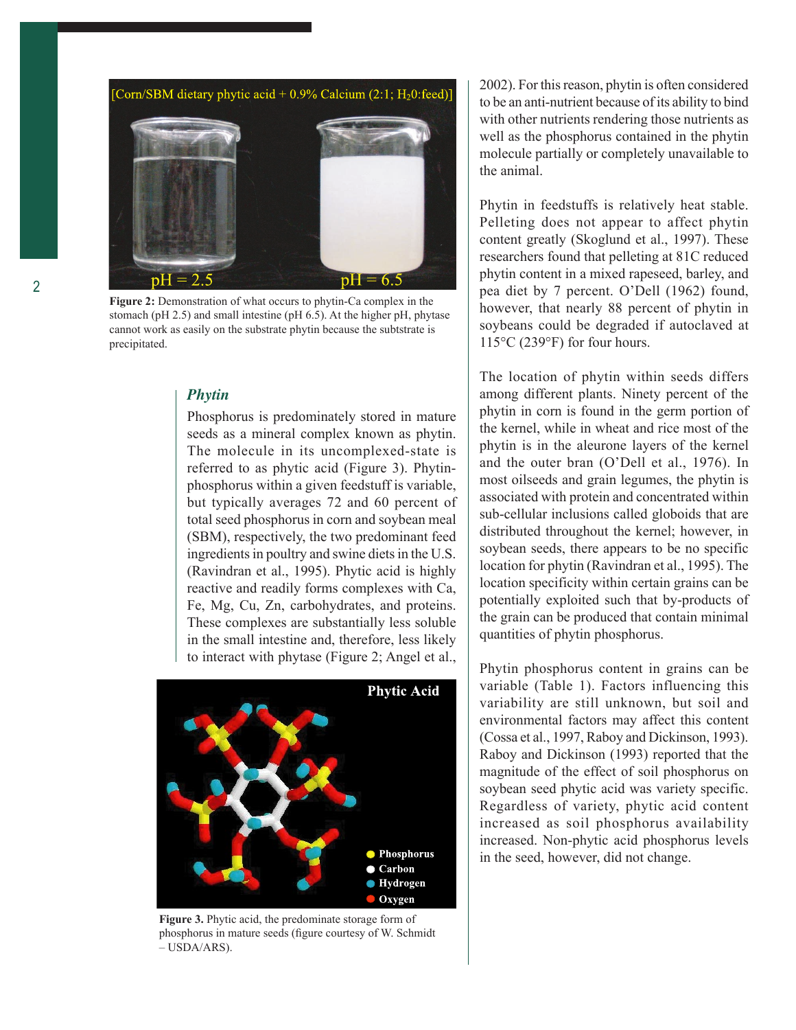Figure 2: Demonstration of what occurs to phytin-Ca complex in the stomach (pH 2.5) and small intestine (pH 6.5). At the higher pH, phytase cannot work as easily on the substrate phytin because the subtstrate is precipitated.

### *Phytin*

Phosphorus is predominately stored in mature seeds as a mineral complex known as phytin. The molecule in its uncomplexed-state is referred to as phytic acid (Figure 3). Phytin-phosphorus within a given feedstuff is variable, but typically averages 72 and 60 percent of total seed phosphorus in corn and soybean meal (SBM), respectively, the two predominant feed ingredients in poultry and swine diets in the U.S. (Ravindran et al., 1995). Phytic acid is highly reactive and readily forms complexes with Ca, Fe, Mg, Cu, Zn, carbohydrates, and proteins. These complexes are substantially less soluble in the small intestine and, therefore, less likely to interact with phytase (Figure 2; Angel et al., 2002). For this reason, phytin is often considered to be an anti-nutrient because of its ability to bind with other nutrients rendering those nutrients as well as the phosphorus contained in the phytin molecule partially or completely unavailable to the animal.

Figure 3. Phytic acid, the predominate storage form of phosphorus in mature seeds (figure courtesy of W. Schmidt – USDA/ARS).

Phytin in feedstuffs is relatively heat stable. Pelleting does not appear to affect phytin content greatly (Skoglund et al., 1997). These researchers found that pelleting at 81C reduced phytin content in a mixed rapeseed, barley, and pea diet by 7 percent. O'Dell (1962) found, however, that nearly 88 percent of phytin in soybeans could be degraded if autoclaved at 115°C (239°F) for four hours.

The location of phytin within seeds differs among different plants. Ninety percent of the phytin in corn is found in the germ portion of the kernel, while in wheat and rice most of the phytin is in the aleurone layers of the kernel and the outer bran (O'Dell et al., 1976). In most oilseeds and grain legumes, the phytin is associated with protein and concentrated within sub-cellular inclusions called globoids that are distributed throughout the kernel; however, in soybean seeds, there appears to be no specific location for phytin (Ravindran et al., 1995). The location specificity within certain grains can be potentially exploited such that by-products of the grain can be produced that contain minimal quantities of phytin phosphorus.

Phytin phosphorus content in grains can be variable (Table 1). Factors influencing this variability are still unknown, but soil and environmental factors may affect this content (Cossa et al., 1997, Raboy and Dickinson, 1993). Raboy and Dickinson (1993) reported that the magnitude of the effect of soil phosphorus on soybean seed phytic acid was variety specific. Regardless of variety, phytic acid content increased as soil phosphorus availability increased. Non-phytic acid phosphorus levels in the seed, however, did not change.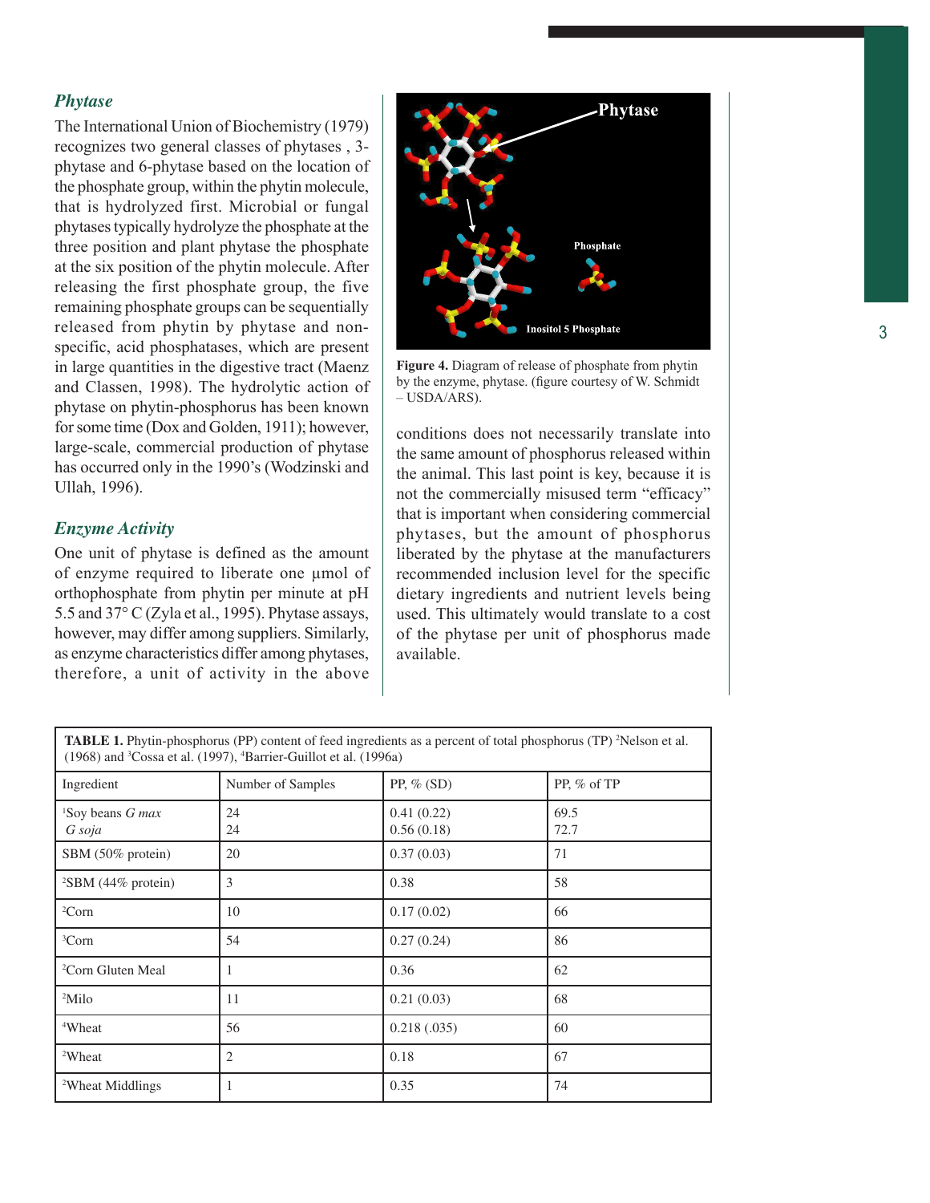### *Phytase*

The International Union of Biochemistry (1979) recognizes two general classes of phytases , 3-phytase and 6-phytase based on the location of the phosphate group, within the phytin molecule, that is hydrolyzed first. Microbial or fungal phytases typically hydrolyze the phosphate at the three position and plant phytase the phosphate at the six position of the phytin molecule. After releasing the first phosphate group, the five remaining phosphate groups can be sequentially released from phytin by phytase and non-specific, acid phosphatases, which are present in large quantities in the digestive tract (Maenz and Classen, 1998). The hydrolytic action of phytase on phytin-phosphorus has been known for some time (Dox and Golden, 1911); however, large-scale, commercial production of phytase has occurred only in the 1990's (Wodzinski and Ullah, 1996).

### *Enzyme Activity*

One unit of phytase is defined as the amount of enzyme required to liberate one µmol of orthophosphate from phytin per minute at pH 5.5 and 37° C (Zyla et al., 1995). Phytase assays, however, may differ among suppliers. Similarly, as enzyme characteristics differ among phytases, therefore, a unit of activity in the above conditions does not necessarily translate into the same amount of phosphorus released within the animal. This last point is key, because it is not the commercially misused term "efficacy" that is important when considering commercial phytases, but the amount of phosphorus liberated by the phytase at the manufacturers recommended inclusion level for the specific dietary ingredients and nutrient levels being used. This ultimately would translate to a cost of the phytase per unit of phosphorus made available.

**Figure 4.** Diagram of release of phosphate from phytin by the enzyme, phytase. (figure courtesy of W. Schmidt – USDA/ARS).

**TABLE 1.** Phytin-phosphorus (PP) content of feed ingredients as a percent of total phosphorus (TP) [2]Nelson et al. (1968) and [3]Cossa et al. (1997), [4]Barrier-Guillot et al. (1996a)

| Ingredient | Number of Samples | PP, % (SD) | PP, % of TP |
|---|---|---|---|
| [1]Soy beans *G max* | 24 | 0.41 (0.22) | 69.5 |
| *G soja* | 24 | 0.56 (0.18) | 72.7 |
| SBM (50% protein) | 20 | 0.37 (0.03) | 71 |
| [2]SBM (44% protein) | 3 | 0.38 | 58 |
| [2]Corn | 10 | 0.17 (0.02) | 66 |
| [3]Corn | 54 | 0.27 (0.24) | 86 |
| [2]Corn Gluten Meal | 1 | 0.36 | 62 |
| [2]Milo | 11 | 0.21 (0.03) | 68 |
| [4]Wheat | 56 | 0.218 (.035) | 60 |
| [2]Wheat | 2 | 0.18 | 67 |
| [2]Wheat Middlings | 1 | 0.35 | 74 |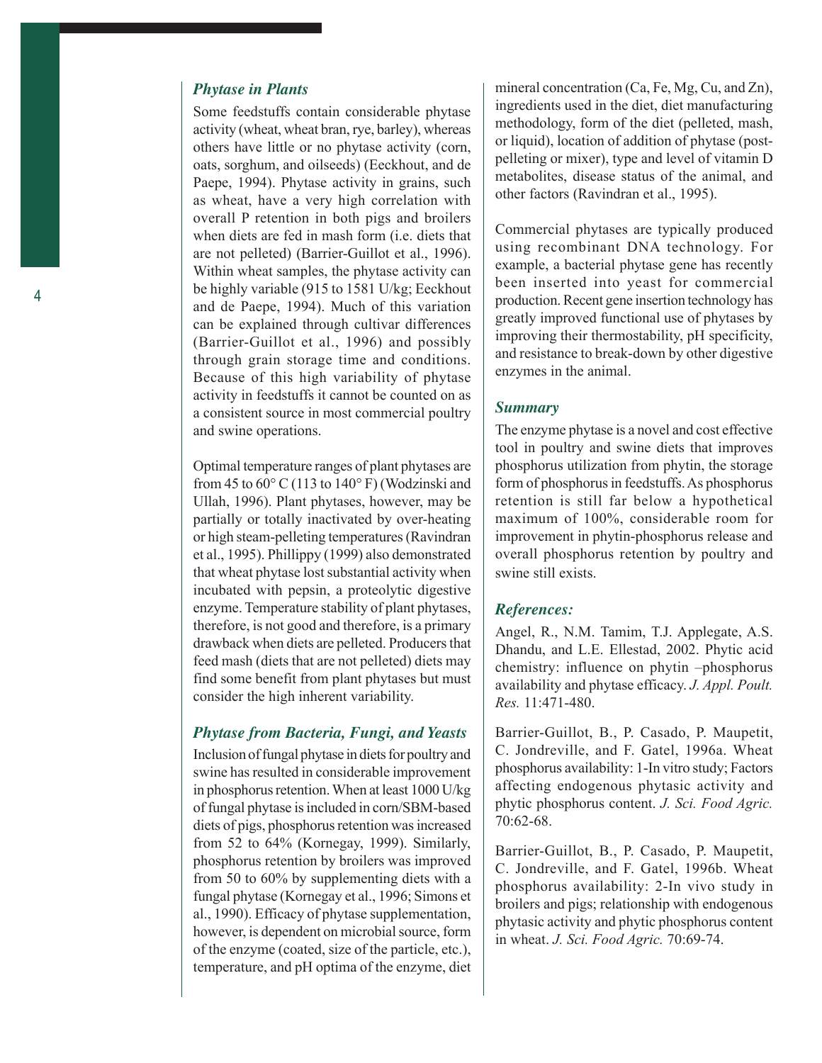### *Phytase in Plants*

Some feedstuffs contain considerable phytase activity (wheat, wheat bran, rye, barley), whereas others have little or no phytase activity (corn, oats, sorghum, and oilseeds) (Eeckhout, and de Paepe, 1994). Phytase activity in grains, such as wheat, have a very high correlation with overall P retention in both pigs and broilers when diets are fed in mash form (i.e. diets that are not pelleted) (Barrier-Guillot et al., 1996). Within wheat samples, the phytase activity can be highly variable (915 to 1581 U/kg; Eeckhout and de Paepe, 1994). Much of this variation can be explained through cultivar differences (Barrier-Guillot et al., 1996) and possibly through grain storage time and conditions. Because of this high variability of phytase activity in feedstuffs it cannot be counted on as a consistent source in most commercial poultry and swine operations.

Optimal temperature ranges of plant phytases are from 45 to 60° C (113 to 140° F) (Wodzinski and Ullah, 1996). Plant phytases, however, may be partially or totally inactivated by over-heating or high steam-pelleting temperatures (Ravindran et al., 1995). Phillippy (1999) also demonstrated that wheat phytase lost substantial activity when incubated with pepsin, a proteolytic digestive enzyme. Temperature stability of plant phytases, therefore, is not good and therefore, is a primary drawback when diets are pelleted. Producers that feed mash (diets that are not pelleted) diets may find some benefit from plant phytases but must consider the high inherent variability.

### *Phytase from Bacteria, Fungi, and Yeasts*

Inclusion of fungal phytase in diets for poultry and swine has resulted in considerable improvement in phosphorus retention. When at least 1000 U/kg of fungal phytase is included in corn/SBM-based diets of pigs, phosphorus retention was increased from 52 to 64% (Kornegay, 1999). Similarly, phosphorus retention by broilers was improved from 50 to 60% by supplementing diets with a fungal phytase (Kornegay et al., 1996; Simons et al., 1990). Efficacy of phytase supplementation, however, is dependent on microbial source, form of the enzyme (coated, size of the particle, etc.), temperature, and pH optima of the enzyme, diet mineral concentration (Ca, Fe, Mg, Cu, and Zn), ingredients used in the diet, diet manufacturing methodology, form of the diet (pelleted, mash, or liquid), location of addition of phytase (post-pelleting or mixer), type and level of vitamin D metabolites, disease status of the animal, and other factors (Ravindran et al., 1995).

Commercial phytases are typically produced using recombinant DNA technology. For example, a bacterial phytase gene has recently been inserted into yeast for commercial production. Recent gene insertion technology has greatly improved functional use of phytases by improving their thermostability, pH specificity, and resistance to break-down by other digestive enzymes in the animal.

### *Summary*

The enzyme phytase is a novel and cost effective tool in poultry and swine diets that improves phosphorus utilization from phytin, the storage form of phosphorus in feedstuffs. As phosphorus retention is still far below a hypothetical maximum of 100%, considerable room for improvement in phytin-phosphorus release and overall phosphorus retention by poultry and swine still exists.

### *References:*

Angel, R., N.M. Tamim, T.J. Applegate, A.S. Dhandu, and L.E. Ellestad, 2002. Phytic acid chemistry: influence on phytin –phosphorus availability and phytase efficacy. *J. Appl. Poult. Res.* 11:471-480.

Barrier-Guillot, B., P. Casado, P. Maupetit, C. Jondreville, and F. Gatel, 1996a. Wheat phosphorus availability: 1-In vitro study; Factors affecting endogenous phytasic activity and phytic phosphorus content. *J. Sci. Food Agric.* 70:62-68.

Barrier-Guillot, B., P. Casado, P. Maupetit, C. Jondreville, and F. Gatel, 1996b. Wheat phosphorus availability: 2-In vivo study in broilers and pigs; relationship with endogenous phytasic activity and phytic phosphorus content in wheat. *J. Sci. Food Agric.* 70:69-74.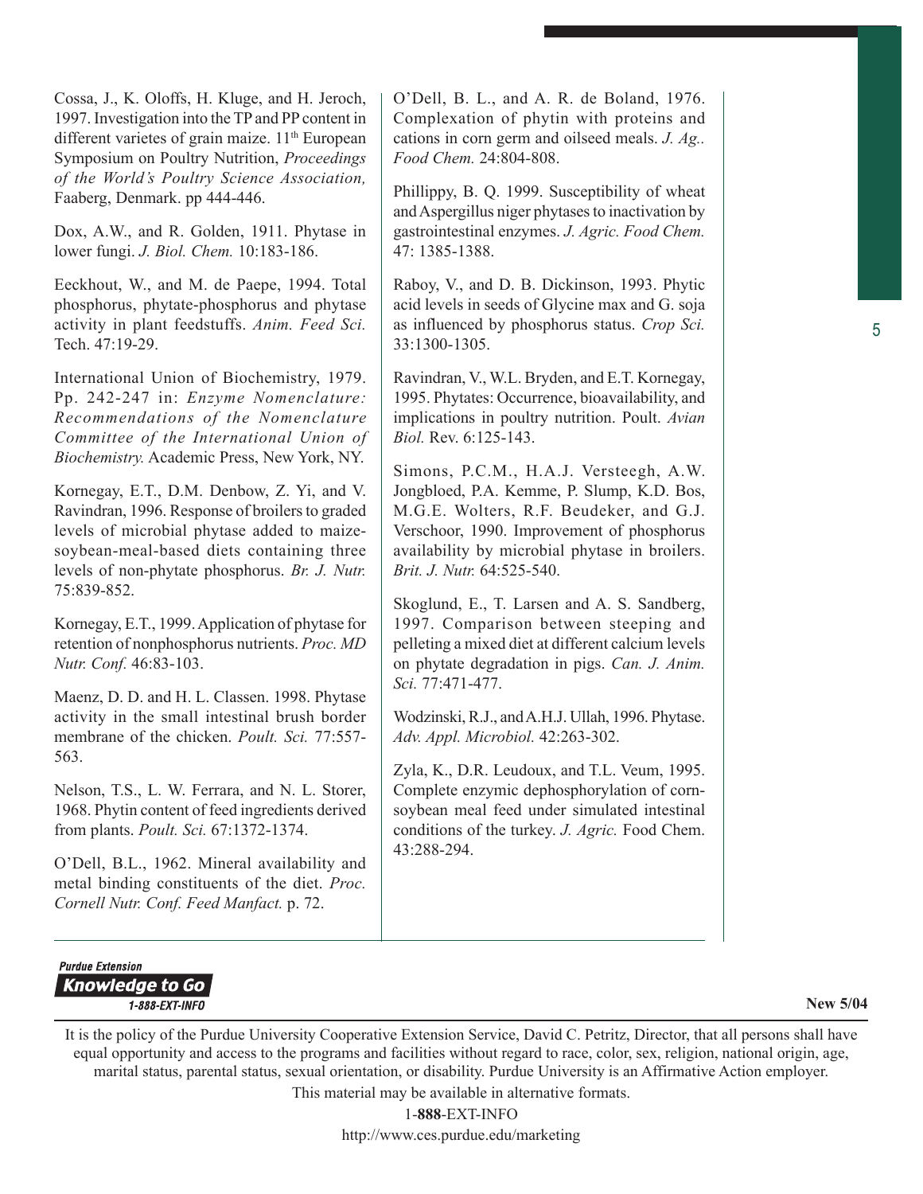Cossa, J., K. Oloffs, H. Kluge, and H. Jeroch, 1997. Investigation into the TP and PP content in different varieties of grain maize. 11th European Symposium on Poultry Nutrition, *Proceedings of the World's Poultry Science Association,* Faaberg, Denmark. pp 444-446.

Dox, A.W., and R. Golden, 1911. Phytase in lower fungi. *J. Biol. Chem.* 10:183-186.

Eeckhout, W., and M. de Paepe, 1994. Total phosphorus, phytate-phosphorus and phytase activity in plant feedstuffs. *Anim. Feed Sci.* Tech. 47:19-29.

International Union of Biochemistry, 1979. Pp. 242-247 in: *Enzyme Nomenclature: Recommendations of the Nomenclature Committee of the International Union of Biochemistry.* Academic Press, New York, NY.

Kornegay, E.T., D.M. Denbow, Z. Yi, and V. Ravindran, 1996. Response of broilers to graded levels of microbial phytase added to maize-soybean-meal-based diets containing three levels of non-phytate phosphorus. *Br. J. Nutr.* 75:839-852.

Kornegay, E.T., 1999. Application of phytase for retention of nonphosphorus nutrients. *Proc. MD Nutr. Conf.* 46:83-103.

Maenz, D. D. and H. L. Classen. 1998. Phytase activity in the small intestinal brush border membrane of the chicken. *Poult. Sci.* 77:557-563.

Nelson, T.S., L. W. Ferrara, and N. L. Storer, 1968. Phytin content of feed ingredients derived from plants. *Poult. Sci.* 67:1372-1374.

O'Dell, B.L., 1962. Mineral availability and metal binding constituents of the diet. *Proc. Cornell Nutr. Conf. Feed Manfact.* p. 72.

O'Dell, B. L., and A. R. de Boland, 1976. Complexation of phytin with proteins and cations in corn germ and oilseed meals. *J. Ag.. Food Chem.* 24:804-808.

Phillippy, B. Q. 1999. Susceptibility of wheat and Aspergillus niger phytases to inactivation by gastrointestinal enzymes. *J. Agric. Food Chem.* 47: 1385-1388.

Raboy, V., and D. B. Dickinson, 1993. Phytic acid levels in seeds of Glycine max and G. soja as influenced by phosphorus status. *Crop Sci.* 33:1300-1305.

Ravindran, V., W.L. Bryden, and E.T. Kornegay, 1995. Phytates: Occurrence, bioavailability, and implications in poultry nutrition. Poult. *Avian Biol.* Rev. 6:125-143.

Simons, P.C.M., H.A.J. Versteegh, A.W. Jongbloed, P.A. Kemme, P. Slump, K.D. Bos, M.G.E. Wolters, R.F. Beudeker, and G.J. Verschoor, 1990. Improvement of phosphorus availability by microbial phytase in broilers. *Brit. J. Nutr.* 64:525-540.

Skoglund, E., T. Larsen and A. S. Sandberg, 1997. Comparison between steeping and pelleting a mixed diet at different calcium levels on phytate degradation in pigs. *Can. J. Anim. Sci.* 77:471-477.

Wodzinski, R.J., and A.H.J. Ullah, 1996. Phytase. *Adv. Appl. Microbiol.* 42:263-302.

Zyla, K., D.R. Leudoux, and T.L. Veum, 1995. Complete enzymic dephosphorylation of corn-soybean meal feed under simulated intestinal conditions of the turkey. *J. Agric.* Food Chem. 43:288-294.

Purdue Extension
**Knowledge to Go**
1-888-EXT-INFO

**New 5/04**

It is the policy of the Purdue University Cooperative Extension Service, David C. Petritz, Director, that all persons shall have equal opportunity and access to the programs and facilities without regard to race, color, sex, religion, national origin, age, marital status, parental status, sexual orientation, or disability. Purdue University is an Affirmative Action employer.

This material may be available in alternative formats.

1-**888**-EXT-INFO

http://www.ces.purdue.edu/marketing